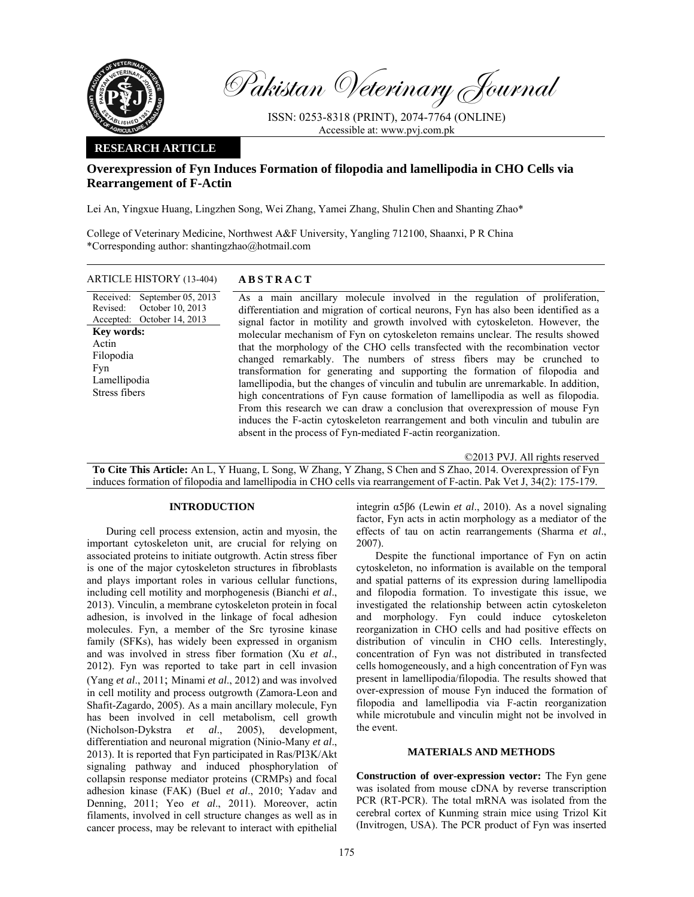# Overexpression of Fyn Induces Formation of filopodia and lamellipodia in CHO Cells via Rearrangement of F-Actin

Lei An, Yingxue Huang, Lingzhen Song, Wei Zhang, Yamei Zhang, Shulin Chen and Shanting Zhao*

College of Veterinary Medicine, Northwest A&F University, Yangling 712100, Shaanxi, P R China
*Corresponding author: shantingzhao@hotmail.com

**RESEARCH ARTICLE**

**ARTICLE HISTORY** (13-404)

Received: September 05, 2013
Revised: October 10, 2013
Accepted: October 14, 2013

**Key words:**
Actin
Filopodia
Fyn
Lamellipodia
Stress fibers

## ABSTRACT

As a main ancillary molecule involved in the regulation of proliferation, differentiation and migration of cortical neurons, Fyn has also been identified as a signal factor in motility and growth involved with cytoskeleton. However, the molecular mechanism of Fyn on cytoskeleton remains unclear. The results showed that the morphology of the CHO cells transfected with the recombination vector changed remarkably. The numbers of stress fibers may be crunched to transformation for generating and supporting the formation of filopodia and lamellipodia, but the changes of vinculin and tubulin are unremarkable. In addition, high concentrations of Fyn cause formation of lamellipodia as well as filopodia. From this research we can draw a conclusion that overexpression of mouse Fyn induces the F-actin cytoskeleton rearrangement and both vinculin and tubulin are absent in the process of Fyn-mediated F-actin reorganization.

©2013 PVJ. All rights reserved

**To Cite This Article:** An L, Y Huang, L Song, W Zhang, Y Zhang, S Chen and S Zhao, 2014. Overexpression of Fyn induces formation of filopodia and lamellipodia in CHO cells via rearrangement of F-actin. Pak Vet J, 34(2): 175-179.

## INTRODUCTION

During cell process extension, actin and myosin, the important cytoskeleton unit, are crucial for relying on associated proteins to initiate outgrowth. Actin stress fiber is one of the major cytoskeleton structures in fibroblasts and plays important roles in various cellular functions, including cell motility and morphogenesis (Bianchi *et al*., 2013). Vinculin, a membrane cytoskeleton protein in focal adhesion, is involved in the linkage of focal adhesion molecules. Fyn, a member of the Src tyrosine kinase family (SFKs), has widely been expressed in organism and was involved in stress fiber formation (Xu *et al*., 2012). Fyn was reported to take part in cell invasion (Yang *et al*., 2011; Minami *et al*., 2012) and was involved in cell motility and process outgrowth (Zamora-Leon and Shafit-Zagardo, 2005). As a main ancillary molecule, Fyn has been involved in cell metabolism, cell growth (Nicholson-Dykstra *et al*., 2005), development, differentiation and neuronal migration (Ninio-Many *et al*., 2013). It is reported that Fyn participated in Ras/PI3K/Akt signaling pathway and induced phosphorylation of collapsin response mediator proteins (CRMPs) and focal adhesion kinase (FAK) (Buel *et al*., 2010; Yadav and Denning, 2011; Yeo *et al*., 2011). Moreover, actin filaments, involved in cell structure changes as well as in cancer process, may be relevant to interact with epithelial integrin α5β6 (Lewin *et al*., 2010). As a novel signaling factor, Fyn acts in actin morphology as a mediator of the effects of tau on actin rearrangements (Sharma *et al*., 2007).

Despite the functional importance of Fyn on actin cytoskeleton, no information is available on the temporal and spatial patterns of its expression during lamellipodia and filopodia formation. To investigate this issue, we investigated the relationship between actin cytoskeleton and morphology. Fyn could induce cytoskeleton reorganization in CHO cells and had positive effects on distribution of vinculin in CHO cells. Interestingly, concentration of Fyn was not distributed in transfected cells homogeneously, and a high concentration of Fyn was present in lamellipodia/filopodia. The results showed that over-expression of mouse Fyn induced the formation of filopodia and lamellipodia via F-actin reorganization while microtubule and vinculin might not be involved in the event.

## MATERIALS AND METHODS

**Construction of over-expression vector:** The Fyn gene was isolated from mouse cDNA by reverse transcription PCR (RT-PCR). The total mRNA was isolated from the cerebral cortex of Kunming strain mice using Trizol Kit (Invitrogen, USA). The PCR product of Fyn was inserted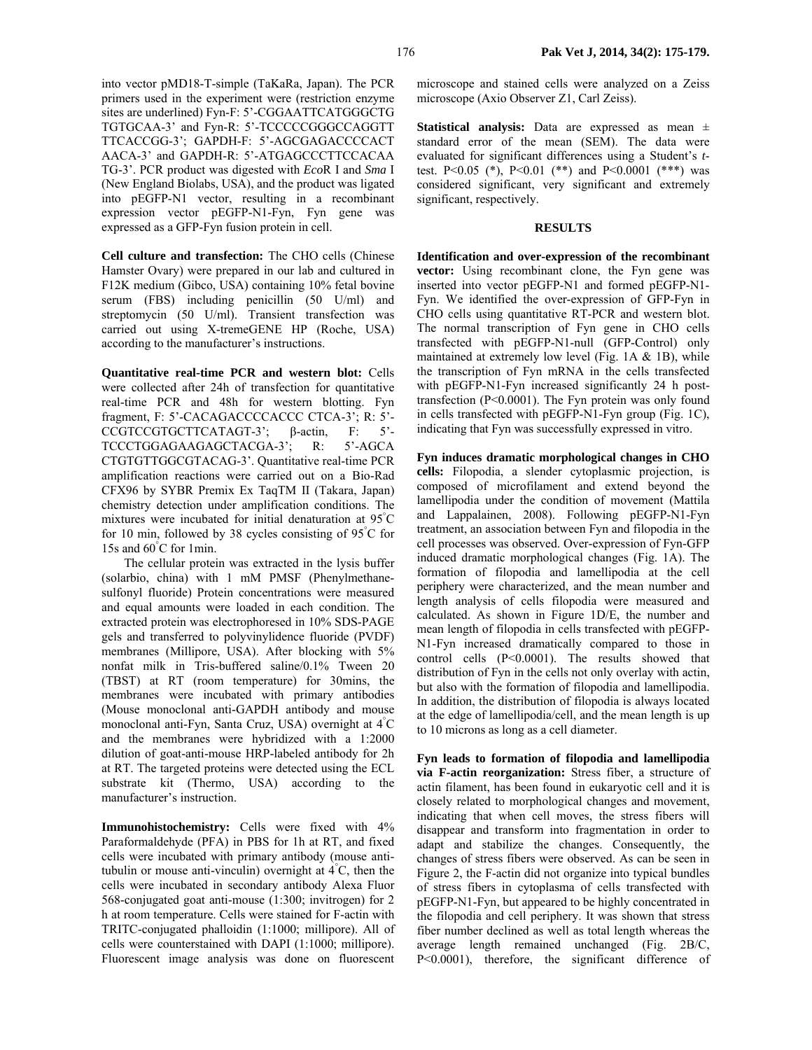into vector pMD18-T-simple (TaKaRa, Japan). The PCR primers used in the experiment were (restriction enzyme sites are underlined) Fyn-F: 5'-CGGAATTCATGGGCTG TGTGCAA-3' and Fyn-R: 5'-TCCCCCGGGCCAGGTT TTCACCGG-3'; GAPDH-F: 5'-AGCGAGACCCCACT AACA-3' and GAPDH-R: 5'-ATGAGCCCTTCCACAA TG-3'. PCR product was digested with *Eco*R I and *Sma* I (New England Biolabs, USA), and the product was ligated into pEGFP-N1 vector, resulting in a recombinant expression vector pEGFP-N1-Fyn, Fyn gene was expressed as a GFP-Fyn fusion protein in cell.

**Cell culture and transfection:** The CHO cells (Chinese Hamster Ovary) were prepared in our lab and cultured in F12K medium (Gibco, USA) containing 10% fetal bovine serum (FBS) including penicillin (50 U/ml) and streptomycin (50 U/ml). Transient transfection was carried out using X-tremeGENE HP (Roche, USA) according to the manufacturer's instructions.

**Quantitative real-time PCR and western blot:** Cells were collected after 24h of transfection for quantitative real-time PCR and 48h for western blotting. Fyn fragment, F: 5'-CACAGACCCCACCC CTCA-3'; R: 5'-CCGTCCGTGCTTCATAGT-3'; β-actin, F: 5'-TCCCTGGAGAAGAGCTACGA-3'; R: 5'-AGCA CTGTGTTGGCGTACAG-3'. Quantitative real-time PCR amplification reactions were carried out on a Bio-Rad CFX96 by SYBR Premix Ex TaqTM II (Takara, Japan) chemistry detection under amplification conditions. The mixtures were incubated for initial denaturation at 95°C for 10 min, followed by 38 cycles consisting of 95°C for 15s and 60°C for 1min.

The cellular protein was extracted in the lysis buffer (solarbio, china) with 1 mM PMSF (Phenylmethane-sulfonyl fluoride) Protein concentrations were measured and equal amounts were loaded in each condition. The extracted protein was electrophoresed in 10% SDS-PAGE gels and transferred to polyvinylidence fluoride (PVDF) membranes (Millipore, USA). After blocking with 5% nonfat milk in Tris-buffered saline/0.1% Tween 20 (TBST) at RT (room temperature) for 30mins, the membranes were incubated with primary antibodies (Mouse monoclonal anti-GAPDH antibody and mouse monoclonal anti-Fyn, Santa Cruz, USA) overnight at 4°C and the membranes were hybridized with a 1:2000 dilution of goat-anti-mouse HRP-labeled antibody for 2h at RT. The targeted proteins were detected using the ECL substrate kit (Thermo, USA) according to the manufacturer's instruction.

**Immunohistochemistry:** Cells were fixed with 4% Paraformaldehyde (PFA) in PBS for 1h at RT, and fixed cells were incubated with primary antibody (mouse anti-tubulin or mouse anti-vinculin) overnight at 4°C, then the cells were incubated in secondary antibody Alexa Fluor 568-conjugated goat anti-mouse (1:300; invitrogen) for 2 h at room temperature. Cells were stained for F-actin with TRITC-conjugated phalloidin (1:1000; millipore). All of cells were counterstained with DAPI (1:1000; millipore). Fluorescent image analysis was done on fluorescent microscope and stained cells were analyzed on a Zeiss microscope (Axio Observer Z1, Carl Zeiss).

**Statistical analysis:** Data are expressed as mean ± standard error of the mean (SEM). The data were evaluated for significant differences using a Student's *t*-test. $P<0.05$ (*), $P<0.01$ (**) and $P<0.0001$ (***) was considered significant, very significant and extremely significant, respectively.

## RESULTS

**Identification and over-expression of the recombinant vector:** Using recombinant clone, the Fyn gene was inserted into vector pEGFP-N1 and formed pEGFP-N1-Fyn. We identified the over-expression of GFP-Fyn in CHO cells using quantitative RT-PCR and western blot. The normal transcription of Fyn gene in CHO cells transfected with pEGFP-N1-null (GFP-Control) only maintained at extremely low level (Fig. 1A & 1B), while the transcription of Fyn mRNA in the cells transfected with pEGFP-N1-Fyn increased significantly 24 h post-transfection ($P<0.0001$). The Fyn protein was only found in cells transfected with pEGFP-N1-Fyn group (Fig. 1C), indicating that Fyn was successfully expressed in vitro.

**Fyn induces dramatic morphological changes in CHO cells:** Filopodia, a slender cytoplasmic projection, is composed of microfilament and extend beyond the lamellipodia under the condition of movement (Mattila and Lappalainen, 2008). Following pEGFP-N1-Fyn treatment, an association between Fyn and filopodia in the cell processes was observed. Over-expression of Fyn-GFP induced dramatic morphological changes (Fig. 1A). The formation of filopodia and lamellipodia at the cell periphery were characterized, and the mean number and length analysis of cells filopodia were measured and calculated. As shown in Figure 1D/E, the number and mean length of filopodia in cells transfected with pEGFP-N1-Fyn increased dramatically compared to those in control cells ($P<0.0001$). The results showed that distribution of Fyn in the cells not only overlay with actin, but also with the formation of filopodia and lamellipodia. In addition, the distribution of filopodia is always located at the edge of lamellipodia/cell, and the mean length is up to 10 microns as long as a cell diameter.

**Fyn leads to formation of filopodia and lamellipodia via F-actin reorganization:** Stress fiber, a structure of actin filament, has been found in eukaryotic cell and it is closely related to morphological changes and movement, indicating that when cell moves, the stress fibers will disappear and transform into fragmentation in order to adapt and stabilize the changes. Consequently, the changes of stress fibers were observed. As can be seen in Figure 2, the F-actin did not organize into typical bundles of stress fibers in cytoplasma of cells transfected with pEGFP-N1-Fyn, but appeared to be highly concentrated in the filopodia and cell periphery. It was shown that stress fiber number declined as well as total length whereas the average length remained unchanged (Fig. 2B/C, $P<0.0001$), therefore, the significant difference of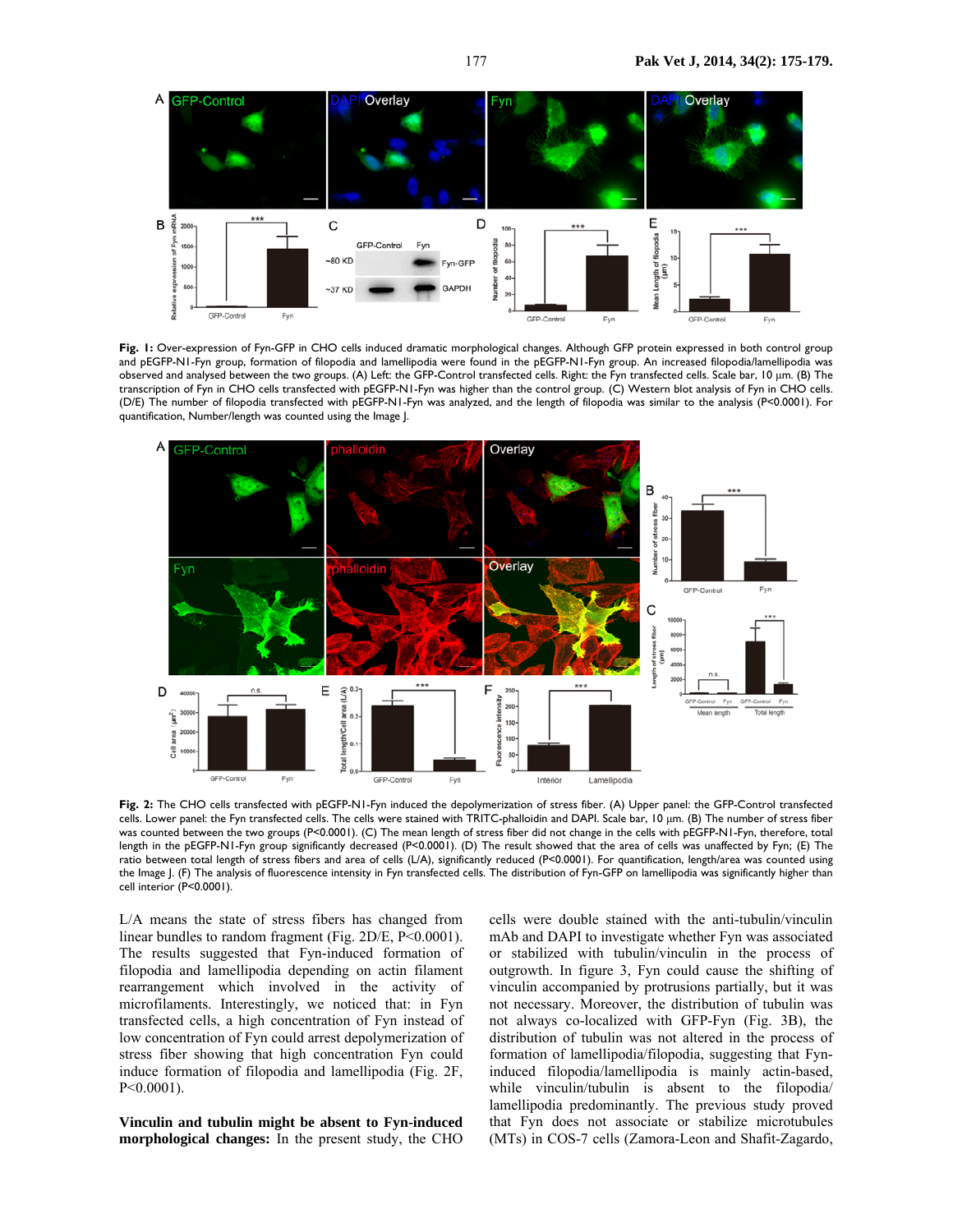**Fig. 1:** Over-expression of Fyn-GFP in CHO cells induced dramatic morphological changes. Although GFP protein expressed in both control group and pEGFP-N1-Fyn group, formation of filopodia and lamellipodia were found in the pEGFP-N1-Fyn group. An increased filopodia/lamellipodia was observed and analysed between the two groups. (A) Left: the GFP-Control transfected cells. Right: the Fyn transfected cells. Scale bar, 10 μm. (B) The transcription of Fyn in CHO cells transfected with pEGFP-N1-Fyn was higher than the control group. (C) Western blot analysis of Fyn in CHO cells. (D/E) The number of filopodia transfected with pEGFP-N1-Fyn was analyzed, and the length of filopodia was similar to the analysis (P<0.0001). For quantification, Number/length was counted using the Image J.

**Fig. 2:** The CHO cells transfected with pEGFP-N1-Fyn induced the depolymerization of stress fiber. (A) Upper panel: the GFP-Control transfected cells. Lower panel: the Fyn transfected cells. The cells were stained with TRITC-phalloidin and DAPI. Scale bar, 10 μm. (B) The number of stress fiber was counted between the two groups (P<0.0001). (C) The mean length of stress fiber did not change in the cells with pEGFP-N1-Fyn, therefore, total length in the pEGFP-N1-Fyn group significantly decreased (P<0.0001). (D) The result showed that the area of cells was unaffected by Fyn; (E) The ratio between total length of stress fibers and area of cells (L/A), significantly reduced (P<0.0001). For quantification, length/area was counted using the Image J. (F) The analysis of fluorescence intensity in Fyn transfected cells. The distribution of Fyn-GFP on lamellipodia was significantly higher than cell interior (P<0.0001).

L/A means the state of stress fibers has changed from linear bundles to random fragment (Fig. 2D/E, P<0.0001). The results suggested that Fyn-induced formation of filopodia and lamellipodia depending on actin filament rearrangement which involved in the activity of microfilaments. Interestingly, we noticed that: in Fyn transfected cells, a high concentration of Fyn instead of low concentration of Fyn could arrest depolymerization of stress fiber showing that high concentration Fyn could induce formation of filopodia and lamellipodia (Fig. 2F, P<0.0001).

**Vinculin and tubulin might be absent to Fyn-induced morphological changes:** In the present study, the CHO cells were double stained with the anti-tubulin/vinculin mAb and DAPI to investigate whether Fyn was associated or stabilized with tubulin/vinculin in the process of outgrowth. In Figure 3, Fyn could cause the shifting of vinculin accompanied by protrusions partially, but it was not necessary. Moreover, the distribution of tubulin was not always co-localized with GFP-Fyn (Fig. 3B), the distribution of tubulin was not altered in the process of formation of lamellipodia/filopodia, suggesting that Fyn-induced filopodia/lamellipodia is mainly actin-based, while vinculin/tubulin is absent to the filopodia/lamellipodia predominantly. The previous study proved that Fyn does not associate or stabilize microtubules (MTs) in COS-7 cells (Zamora-Leon and Shafit-Zagardo,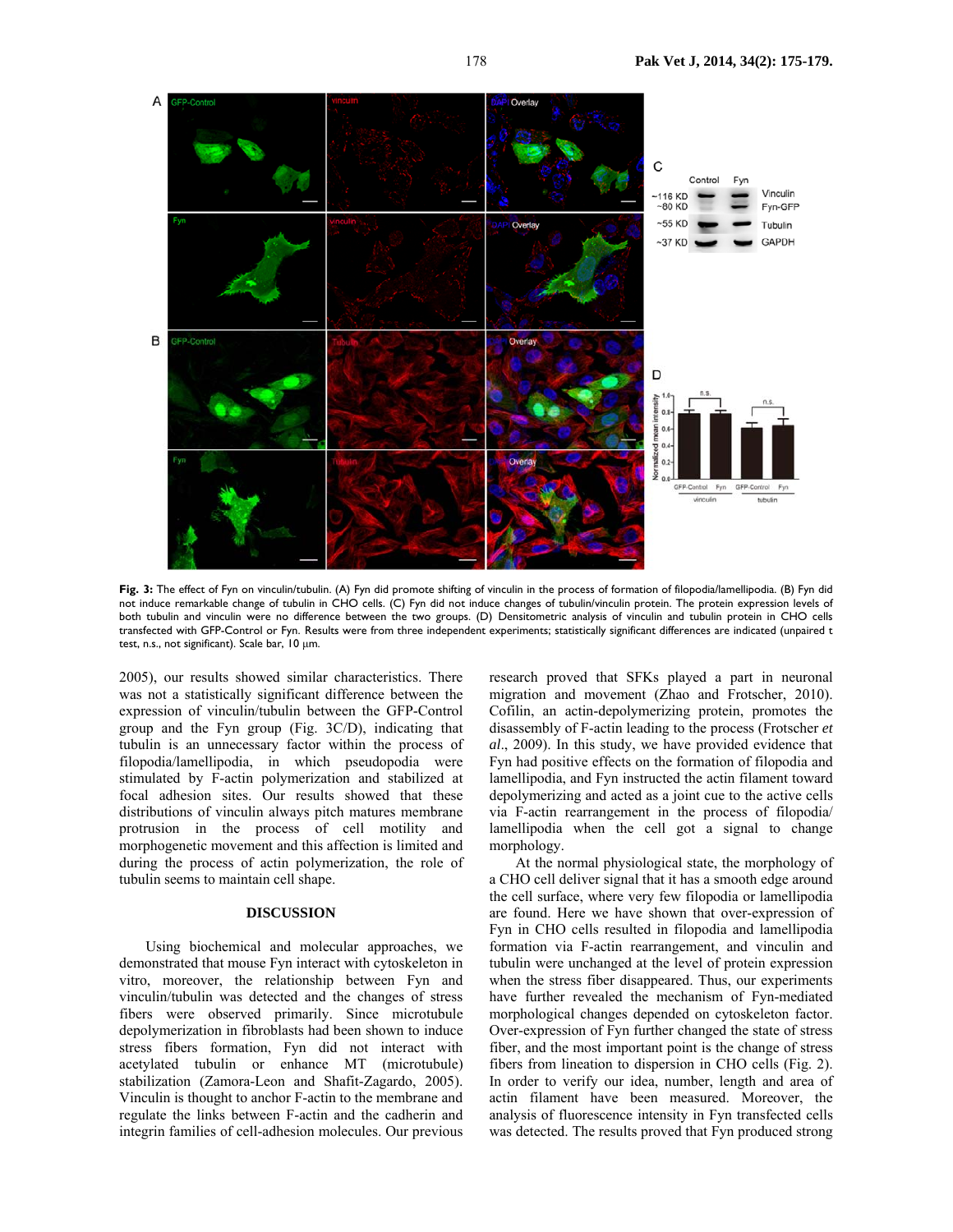**Fig. 3:** The effect of Fyn on vinculin/tubulin. (A) Fyn did promote shifting of vinculin in the process of formation of filopodia/lamellipodia. (B) Fyn did not induce remarkable change of tubulin in CHO cells. (C) Fyn did not induce changes of tubulin/vinculin protein. The protein expression levels of both tubulin and vinculin were no difference between the two groups. (D) Densitometric analysis of vinculin and tubulin protein in CHO cells transfected with GFP-Control or Fyn. Results were from three independent experiments; statistically significant differences are indicated (unpaired t test, n.s., not significant). Scale bar, 10 μm.

2005), our results showed similar characteristics. There was not a statistically significant difference between the expression of vinculin/tubulin between the GFP-Control group and the Fyn group (Fig. 3C/D), indicating that tubulin is an unnecessary factor within the process of filopodia/lamellipodia, in which pseudopodia were stimulated by F-actin polymerization and stabilized at focal adhesion sites. Our results showed that these distributions of vinculin always pitch matures membrane protrusion in the process of cell motility and morphogenetic movement and this affection is limited and during the process of actin polymerization, the role of tubulin seems to maintain cell shape.

## DISCUSSION

Using biochemical and molecular approaches, we demonstrated that mouse Fyn interact with cytoskeleton in vitro, moreover, the relationship between Fyn and vinculin/tubulin was detected and the changes of stress fibers were observed primarily. Since microtubule depolymerization in fibroblasts had been shown to induce stress fibers formation, Fyn did not interact with acetylated tubulin or enhance MT (microtubule) stabilization (Zamora-Leon and Shafit-Zagardo, 2005). Vinculin is thought to anchor F-actin to the membrane and regulate the links between F-actin and the cadherin and integrin families of cell-adhesion molecules. Our previous research proved that SFKs played a part in neuronal migration and movement (Zhao and Frotscher, 2010). Cofilin, an actin-depolymerizing protein, promotes the disassembly of F-actin leading to the process (Frotscher *et al*., 2009). In this study, we have provided evidence that Fyn had positive effects on the formation of filopodia and lamellipodia, and Fyn instructed the actin filament toward depolymerizing and acted as a joint cue to the active cells via F-actin rearrangement in the process of filopodia/ lamellipodia when the cell got a signal to change morphology.

At the normal physiological state, the morphology of a CHO cell deliver signal that it has a smooth edge around the cell surface, where very few filopodia or lamellipodia are found. Here we have shown that over-expression of Fyn in CHO cells resulted in filopodia and lamellipodia formation via F-actin rearrangement, and vinculin and tubulin were unchanged at the level of protein expression when the stress fiber disappeared. Thus, our experiments have further revealed the mechanism of Fyn-mediated morphological changes depended on cytoskeleton factor. Over-expression of Fyn further changed the state of stress fiber, and the most important point is the change of stress fibers from lineation to dispersion in CHO cells (Fig. 2). In order to verify our idea, number, length and area of actin filament have been measured. Moreover, the analysis of fluorescence intensity in Fyn transfected cells was detected. The results proved that Fyn produced strong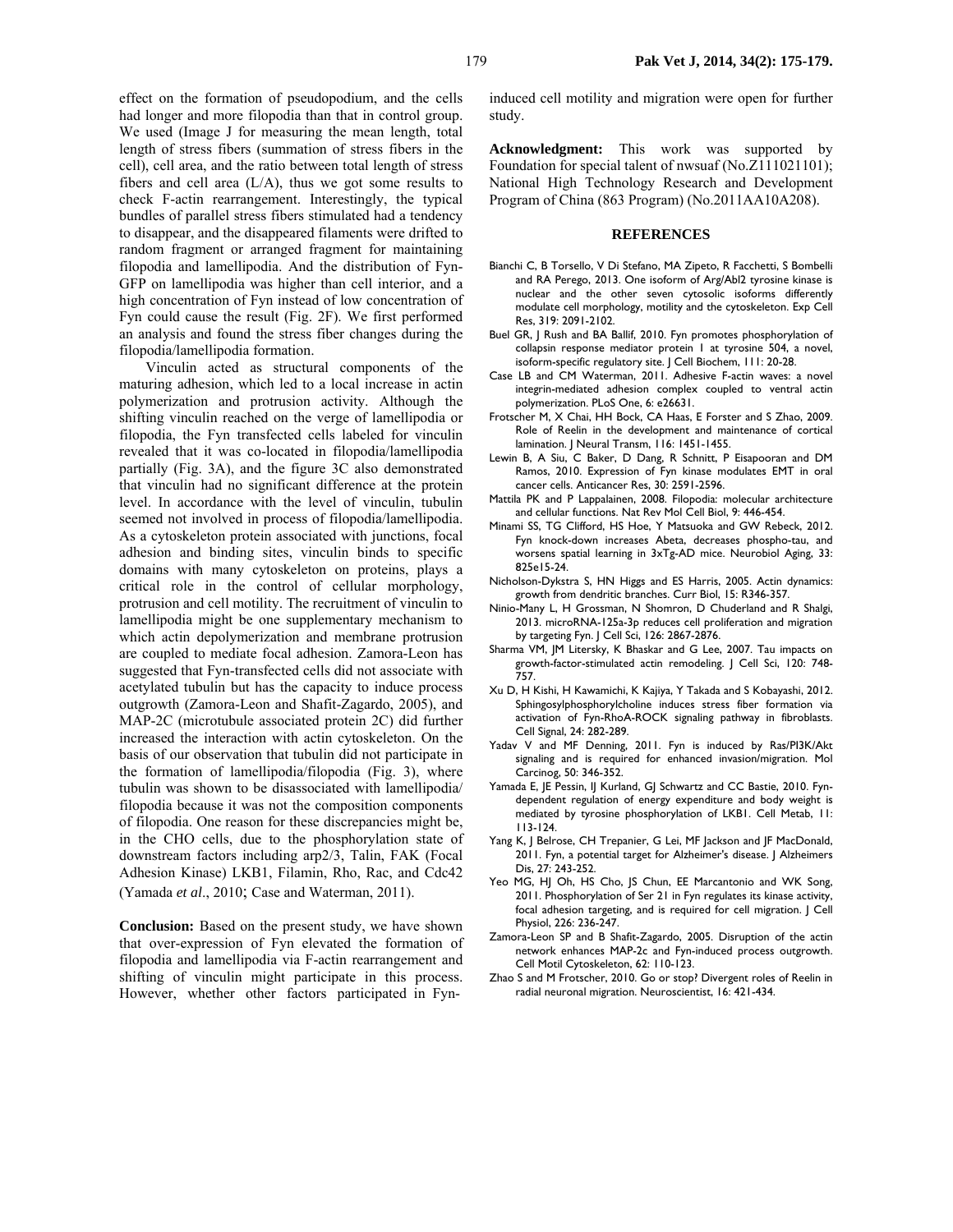effect on the formation of pseudopodium, and the cells had longer and more filopodia than that in control group. We used (Image J for measuring the mean length, total length of stress fibers (summation of stress fibers in the cell), cell area, and the ratio between total length of stress fibers and cell area (L/A), thus we got some results to check F-actin rearrangement. Interestingly, the typical bundles of parallel stress fibers stimulated had a tendency to disappear, and the disappeared filaments were drifted to random fragment or arranged fragment for maintaining filopodia and lamellipodia. And the distribution of Fyn-GFP on lamellipodia was higher than cell interior, and a high concentration of Fyn instead of low concentration of Fyn could cause the result (Fig. 2F). We first performed an analysis and found the stress fiber changes during the filopodia/lamellipodia formation.

Vinculin acted as structural components of the maturing adhesion, which led to a local increase in actin polymerization and protrusion activity. Although the shifting vinculin reached on the verge of lamellipodia or filopodia, the Fyn transfected cells labeled for vinculin revealed that it was co-located in filopodia/lamellipodia partially (Fig. 3A), and the figure 3C also demonstrated that vinculin had no significant difference at the protein level. In accordance with the level of vinculin, tubulin seemed not involved in process of filopodia/lamellipodia. As a cytoskeleton protein associated with junctions, focal adhesion and binding sites, vinculin binds to specific domains with many cytoskeleton on proteins, plays a critical role in the control of cellular morphology, protrusion and cell motility. The recruitment of vinculin to lamellipodia might be one supplementary mechanism to which actin depolymerization and membrane protrusion are coupled to mediate focal adhesion. Zamora-Leon has suggested that Fyn-transfected cells did not associate with acetylated tubulin but has the capacity to induce process outgrowth (Zamora-Leon and Shafit-Zagardo, 2005), and MAP-2C (microtubule associated protein 2C) did further increased the interaction with actin cytoskeleton. On the basis of our observation that tubulin did not participate in the formation of lamellipodia/filopodia (Fig. 3), where tubulin was shown to be disassociated with lamellipodia/ filopodia because it was not the composition components of filopodia. One reason for these discrepancies might be, in the CHO cells, due to the phosphorylation state of downstream factors including arp2/3, Talin, FAK (Focal Adhesion Kinase) LKB1, Filamin, Rho, Rac, and Cdc42 (Yamada *et al*., 2010; Case and Waterman, 2011).

**Conclusion:** Based on the present study, we have shown that over-expression of Fyn elevated the formation of filopodia and lamellipodia via F-actin rearrangement and shifting of vinculin might participate in this process. However, whether other factors participated in Fyn-induced cell motility and migration were open for further study.

**Acknowledgment:** This work was supported by Foundation for special talent of nwsuaf (No.Z111021101); National High Technology Research and Development Program of China (863 Program) (No.2011AA10A208).

## REFERENCES

Bianchi C, B Torsello, V Di Stefano, MA Zipeto, R Facchetti, S Bombelli and RA Perego, 2013. One isoform of Arg/Abl2 tyrosine kinase is nuclear and the other seven cytosolic isoforms differently modulate cell morphology, motility and the cytoskeleton. Exp Cell Res, 319: 2091-2102.

Buel GR, J Rush and BA Ballif, 2010. Fyn promotes phosphorylation of collapsin response mediator protein 1 at tyrosine 504, a novel, isoform-specific regulatory site. J Cell Biochem, 111: 20-28.

Case LB and CM Waterman, 2011. Adhesive F-actin waves: a novel integrin-mediated adhesion complex coupled to ventral actin polymerization. PLoS One, 6: e26631.

Frotscher M, X Chai, HH Bock, CA Haas, E Forster and S Zhao, 2009. Role of Reelin in the development and maintenance of cortical lamination. J Neural Transm, 116: 1451-1455.

Lewin B, A Siu, C Baker, D Dang, R Schnitt, P Eisapooran and DM Ramos, 2010. Expression of Fyn kinase modulates EMT in oral cancer cells. Anticancer Res, 30: 2591-2596.

Mattila PK and P Lappalainen, 2008. Filopodia: molecular architecture and cellular functions. Nat Rev Mol Cell Biol, 9: 446-454.

Minami SS, TG Clifford, HS Hoe, Y Matsuoka and GW Rebeck, 2012. Fyn knock-down increases Abeta, decreases phospho-tau, and worsens spatial learning in 3xTg-AD mice. Neurobiol Aging, 33: 825e15-24.

Nicholson-Dykstra S, HN Higgs and ES Harris, 2005. Actin dynamics: growth from dendritic branches. Curr Biol, 15: R346-357.

Ninio-Many L, H Grossman, N Shomron, D Chuderland and R Shalgi, 2013. microRNA-125a-3p reduces cell proliferation and migration by targeting Fyn. J Cell Sci, 126: 2867-2876.

Sharma VM, JM Litersky, K Bhaskar and G Lee, 2007. Tau impacts on growth-factor-stimulated actin remodeling. J Cell Sci, 120: 748-757.

Xu D, H Kishi, H Kawamichi, K Kajiya, Y Takada and S Kobayashi, 2012. Sphingosylphosphorylcholine induces stress fiber formation via activation of Fyn-RhoA-ROCK signaling pathway in fibroblasts. Cell Signal, 24: 282-289.

Yadav V and MF Denning, 2011. Fyn is induced by Ras/PI3K/Akt signaling and is required for enhanced invasion/migration. Mol Carcinog, 50: 346-352.

Yamada E, JE Pessin, IJ Kurland, GJ Schwartz and CC Bastie, 2010. Fyn-dependent regulation of energy expenditure and body weight is mediated by tyrosine phosphorylation of LKB1. Cell Metab, 11: 113-124.

Yang K, J Belrose, CH Trepanier, G Lei, MF Jackson and JF MacDonald, 2011. Fyn, a potential target for Alzheimer's disease. J Alzheimers Dis, 27: 243-252.

Yeo MG, HJ Oh, HS Cho, JS Chun, EE Marcantonio and WK Song, 2011. Phosphorylation of Ser 21 in Fyn regulates its kinase activity, focal adhesion targeting, and is required for cell migration. J Cell Physiol, 226: 236-247.

Zamora-Leon SP and B Shafit-Zagardo, 2005. Disruption of the actin network enhances MAP-2c and Fyn-induced process outgrowth. Cell Motil Cytoskeleton, 62: 110-123.

Zhao S and M Frotscher, 2010. Go or stop? Divergent roles of Reelin in radial neuronal migration. Neuroscientist, 16: 421-434.